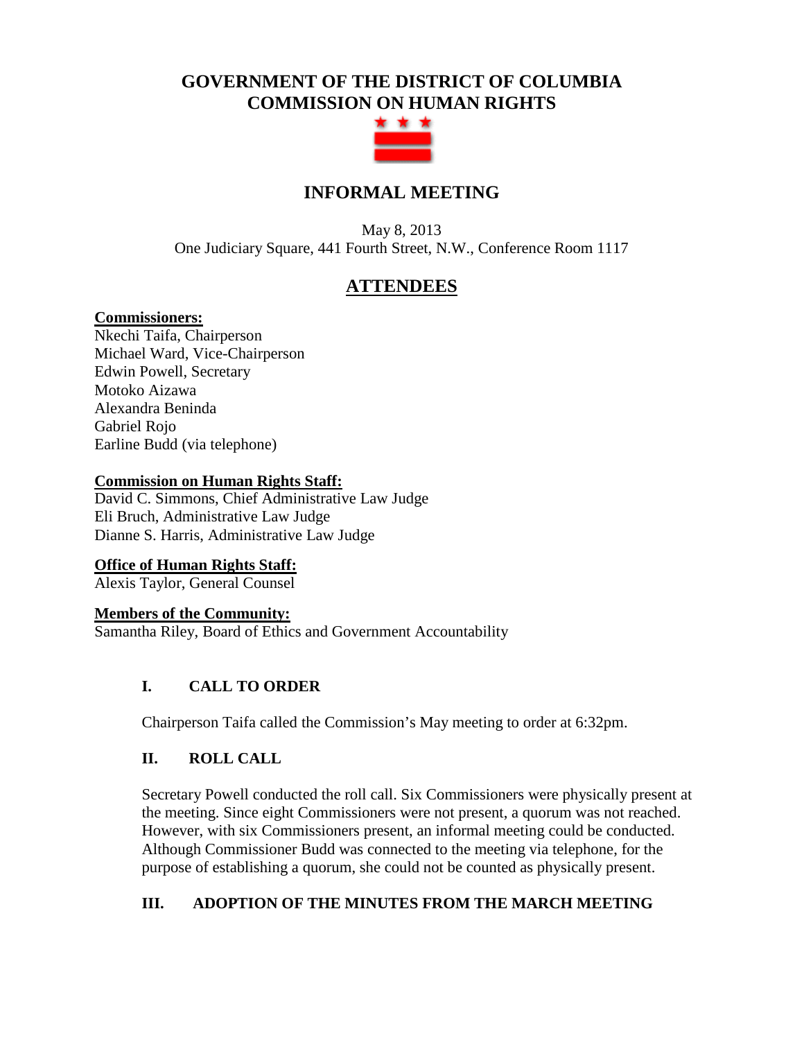# GOVERNMENT OF THE DISTRICT OF COLUMBIA
# COMMISSION ON HUMAN RIGHTS

## INFORMAL MEETING

May 8, 2013
One Judiciary Square, 441 Fourth Street, N.W., Conference Room 1117

## ATTENDEES

**Commissioners:**
Nkechi Taifa, Chairperson
Michael Ward, Vice-Chairperson
Edwin Powell, Secretary
Motoko Aizawa
Alexandra Beninda
Gabriel Rojo
Earline Budd (via telephone)

**Commission on Human Rights Staff:**
David C. Simmons, Chief Administrative Law Judge
Eli Bruch, Administrative Law Judge
Dianne S. Harris, Administrative Law Judge

**Office of Human Rights Staff:**
Alexis Taylor, General Counsel

**Members of the Community:**
Samantha Riley, Board of Ethics and Government Accountability

### I. CALL TO ORDER

Chairperson Taifa called the Commission's May meeting to order at 6:32pm.

### II. ROLL CALL

Secretary Powell conducted the roll call. Six Commissioners were physically present at the meeting. Since eight Commissioners were not present, a quorum was not reached. However, with six Commissioners present, an informal meeting could be conducted. Although Commissioner Budd was connected to the meeting via telephone, for the purpose of establishing a quorum, she could not be counted as physically present.

### III. ADOPTION OF THE MINUTES FROM THE MARCH MEETING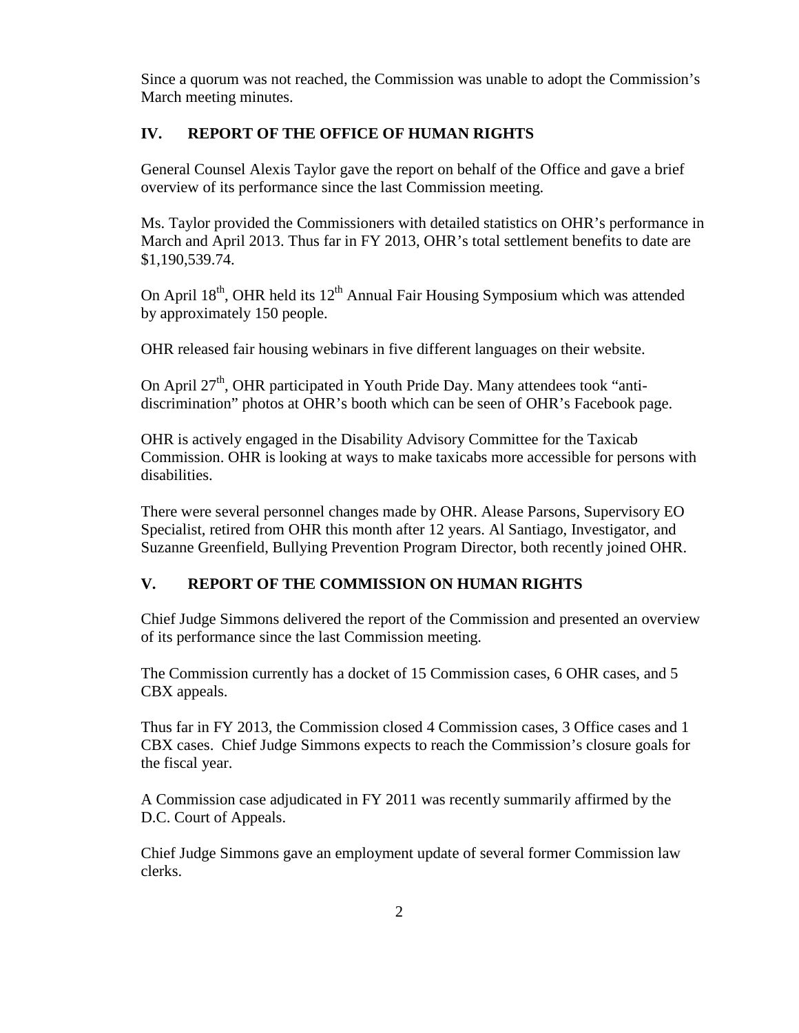Since a quorum was not reached, the Commission was unable to adopt the Commission's March meeting minutes.

## IV. REPORT OF THE OFFICE OF HUMAN RIGHTS

General Counsel Alexis Taylor gave the report on behalf of the Office and gave a brief overview of its performance since the last Commission meeting.

Ms. Taylor provided the Commissioners with detailed statistics on OHR's performance in March and April 2013. Thus far in FY 2013, OHR's total settlement benefits to date are $1,190,539.74.

On April 18th, OHR held its 12th Annual Fair Housing Symposium which was attended by approximately 150 people.

OHR released fair housing webinars in five different languages on their website.

On April 27th, OHR participated in Youth Pride Day. Many attendees took "anti-discrimination" photos at OHR's booth which can be seen of OHR's Facebook page.

OHR is actively engaged in the Disability Advisory Committee for the Taxicab Commission. OHR is looking at ways to make taxicabs more accessible for persons with disabilities.

There were several personnel changes made by OHR. Alease Parsons, Supervisory EO Specialist, retired from OHR this month after 12 years. Al Santiago, Investigator, and Suzanne Greenfield, Bullying Prevention Program Director, both recently joined OHR.

## V. REPORT OF THE COMMISSION ON HUMAN RIGHTS

Chief Judge Simmons delivered the report of the Commission and presented an overview of its performance since the last Commission meeting.

The Commission currently has a docket of 15 Commission cases, 6 OHR cases, and 5 CBX appeals.

Thus far in FY 2013, the Commission closed 4 Commission cases, 3 Office cases and 1 CBX cases. Chief Judge Simmons expects to reach the Commission's closure goals for the fiscal year.

A Commission case adjudicated in FY 2011 was recently summarily affirmed by the D.C. Court of Appeals.

Chief Judge Simmons gave an employment update of several former Commission law clerks.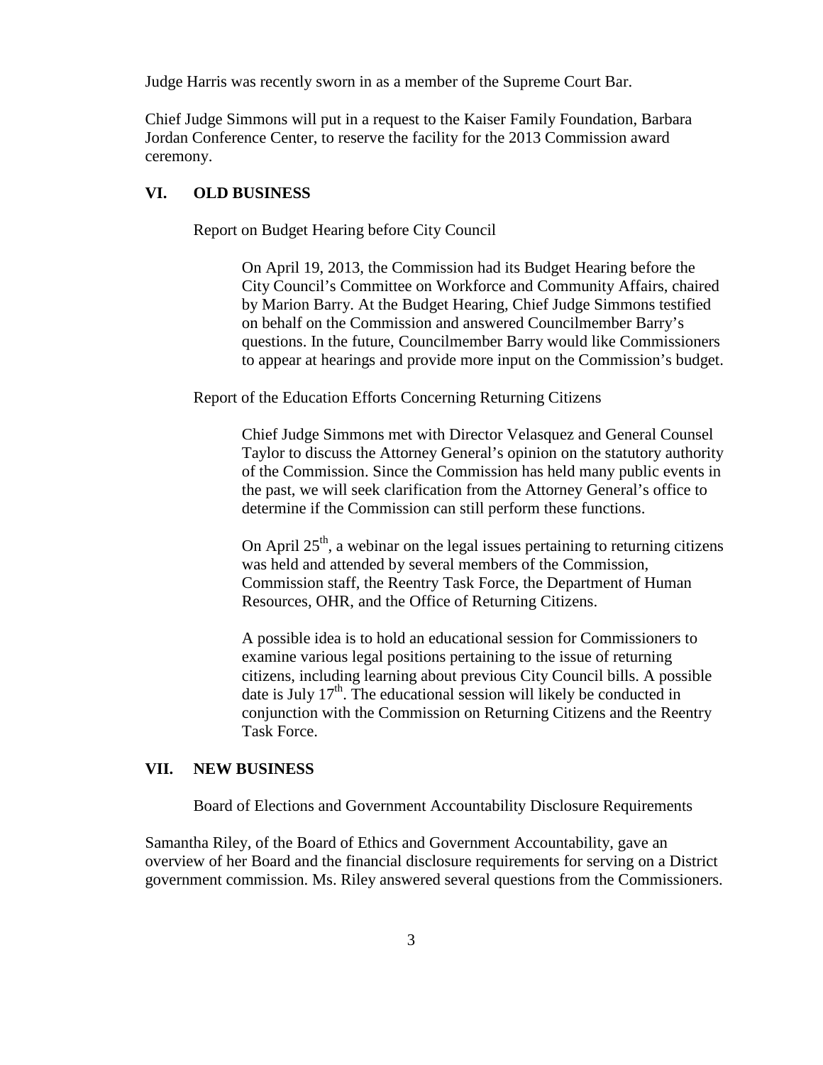Judge Harris was recently sworn in as a member of the Supreme Court Bar.

Chief Judge Simmons will put in a request to the Kaiser Family Foundation, Barbara Jordan Conference Center, to reserve the facility for the 2013 Commission award ceremony.

## VI. OLD BUSINESS

Report on Budget Hearing before City Council

> On April 19, 2013, the Commission had its Budget Hearing before the City Council's Committee on Workforce and Community Affairs, chaired by Marion Barry. At the Budget Hearing, Chief Judge Simmons testified on behalf on the Commission and answered Councilmember Barry's questions. In the future, Councilmember Barry would like Commissioners to appear at hearings and provide more input on the Commission's budget.

Report of the Education Efforts Concerning Returning Citizens

> Chief Judge Simmons met with Director Velasquez and General Counsel Taylor to discuss the Attorney General's opinion on the statutory authority of the Commission. Since the Commission has held many public events in the past, we will seek clarification from the Attorney General's office to determine if the Commission can still perform these functions.
>
> On April 25th, a webinar on the legal issues pertaining to returning citizens was held and attended by several members of the Commission, Commission staff, the Reentry Task Force, the Department of Human Resources, OHR, and the Office of Returning Citizens.
>
> A possible idea is to hold an educational session for Commissioners to examine various legal positions pertaining to the issue of returning citizens, including learning about previous City Council bills. A possible date is July 17th. The educational session will likely be conducted in conjunction with the Commission on Returning Citizens and the Reentry Task Force.

## VII. NEW BUSINESS

Board of Elections and Government Accountability Disclosure Requirements

Samantha Riley, of the Board of Ethics and Government Accountability, gave an overview of her Board and the financial disclosure requirements for serving on a District government commission. Ms. Riley answered several questions from the Commissioners.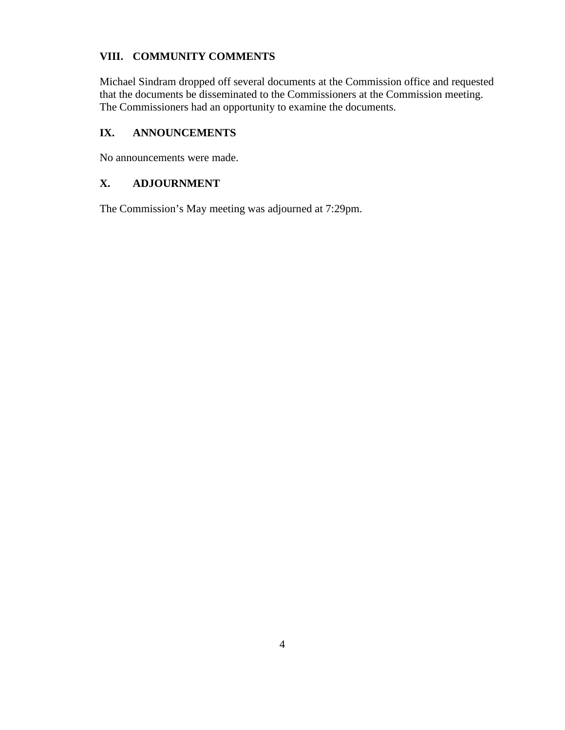## VIII. COMMUNITY COMMENTS

Michael Sindram dropped off several documents at the Commission office and requested that the documents be disseminated to the Commissioners at the Commission meeting. The Commissioners had an opportunity to examine the documents.

## IX. ANNOUNCEMENTS

No announcements were made.

## X. ADJOURNMENT

The Commission's May meeting was adjourned at 7:29pm.